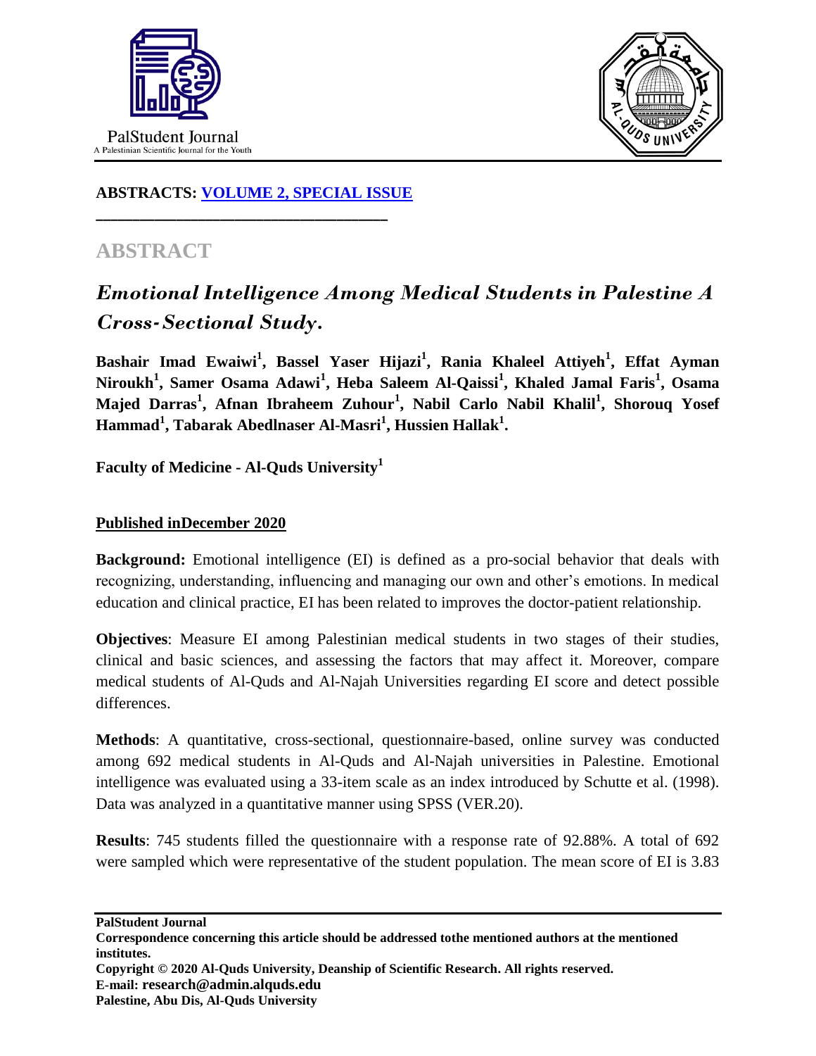**ABSTRACTS: VOLUME 2, SPECIAL ISSUE**

# ABSTRACT

## *Emotional Intelligence Among Medical Students in Palestine A Cross-Sectional Study.*

**Bashair Imad Ewaiwi[1], Bassel Yaser Hijazi[1], Rania Khaleel Attiyeh[1], Effat Ayman Niroukh[1], Samer Osama Adawi[1], Heba Saleem Al-Qaissi[1], Khaled Jamal Faris[1], Osama Majed Darras[1], Afnan Ibraheem Zuhour[1], Nabil Carlo Nabil Khalil[1], Shorouq Yosef Hammad[1], Tabarak Abedlnaser Al-Masri[1], Hussien Hallak[1].**

**Faculty of Medicine - Al-Quds University[1]**

**Published inDecember 2020**

**Background:** Emotional intelligence (EI) is defined as a pro-social behavior that deals with recognizing, understanding, influencing and managing our own and other's emotions. In medical education and clinical practice, EI has been related to improves the doctor-patient relationship.

**Objectives**: Measure EI among Palestinian medical students in two stages of their studies, clinical and basic sciences, and assessing the factors that may affect it. Moreover, compare medical students of Al-Quds and Al-Najah Universities regarding EI score and detect possible differences.

**Methods**: A quantitative, cross-sectional, questionnaire-based, online survey was conducted among 692 medical students in Al-Quds and Al-Najah universities in Palestine. Emotional intelligence was evaluated using a 33-item scale as an index introduced by Schutte et al. (1998). Data was analyzed in a quantitative manner using SPSS (VER.20).

**Results**: 745 students filled the questionnaire with a response rate of 92.88%. A total of 692 were sampled which were representative of the student population. The mean score of EI is 3.83

**PalStudent Journal**
**Correspondence concerning this article should be addressed tothe mentioned authors at the mentioned institutes.**
**Copyright © 2020 Al-Quds University, Deanship of Scientific Research. All rights reserved.**
**E-mail: research@admin.alquds.edu**
**Palestine, Abu Dis, Al-Quds University**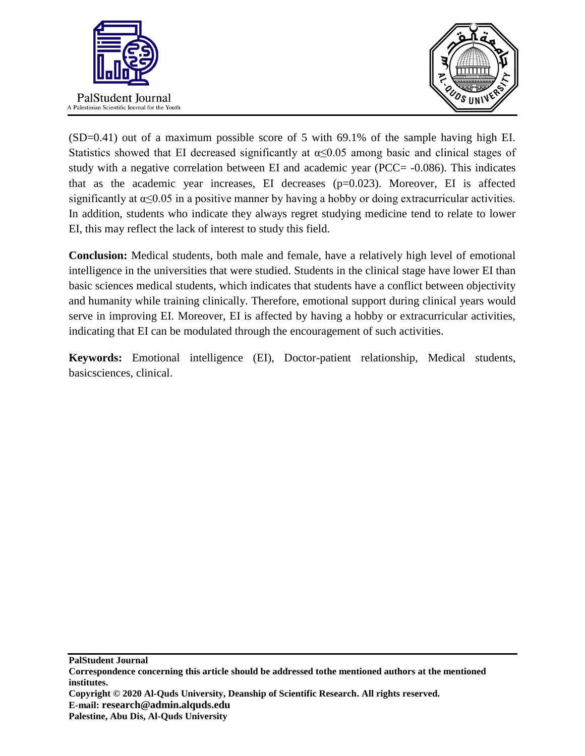(SD=0.41) out of a maximum possible score of 5 with 69.1% of the sample having high EI. Statistics showed that EI decreased significantly at $\alpha \leq 0.05$ among basic and clinical stages of study with a negative correlation between EI and academic year (PCC= -0.086). This indicates that as the academic year increases, EI decreases (p=0.023). Moreover, EI is affected significantly at $\alpha \leq 0.05$ in a positive manner by having a hobby or doing extracurricular activities. In addition, students who indicate they always regret studying medicine tend to relate to lower EI, this may reflect the lack of interest to study this field.

**Conclusion:** Medical students, both male and female, have a relatively high level of emotional intelligence in the universities that were studied. Students in the clinical stage have lower EI than basic sciences medical students, which indicates that students have a conflict between objectivity and humanity while training clinically. Therefore, emotional support during clinical years would serve in improving EI. Moreover, EI is affected by having a hobby or extracurricular activities, indicating that EI can be modulated through the encouragement of such activities.

**Keywords:** Emotional intelligence (EI), Doctor-patient relationship, Medical students, basicsciences, clinical.

**PalStudent Journal**
**Correspondence concerning this article should be addressed tothe mentioned authors at the mentioned institutes.**
**Copyright © 2020 Al-Quds University, Deanship of Scientific Research. All rights reserved.**
**E-mail: research@admin.alquds.edu**
**Palestine, Abu Dis, Al-Quds University**